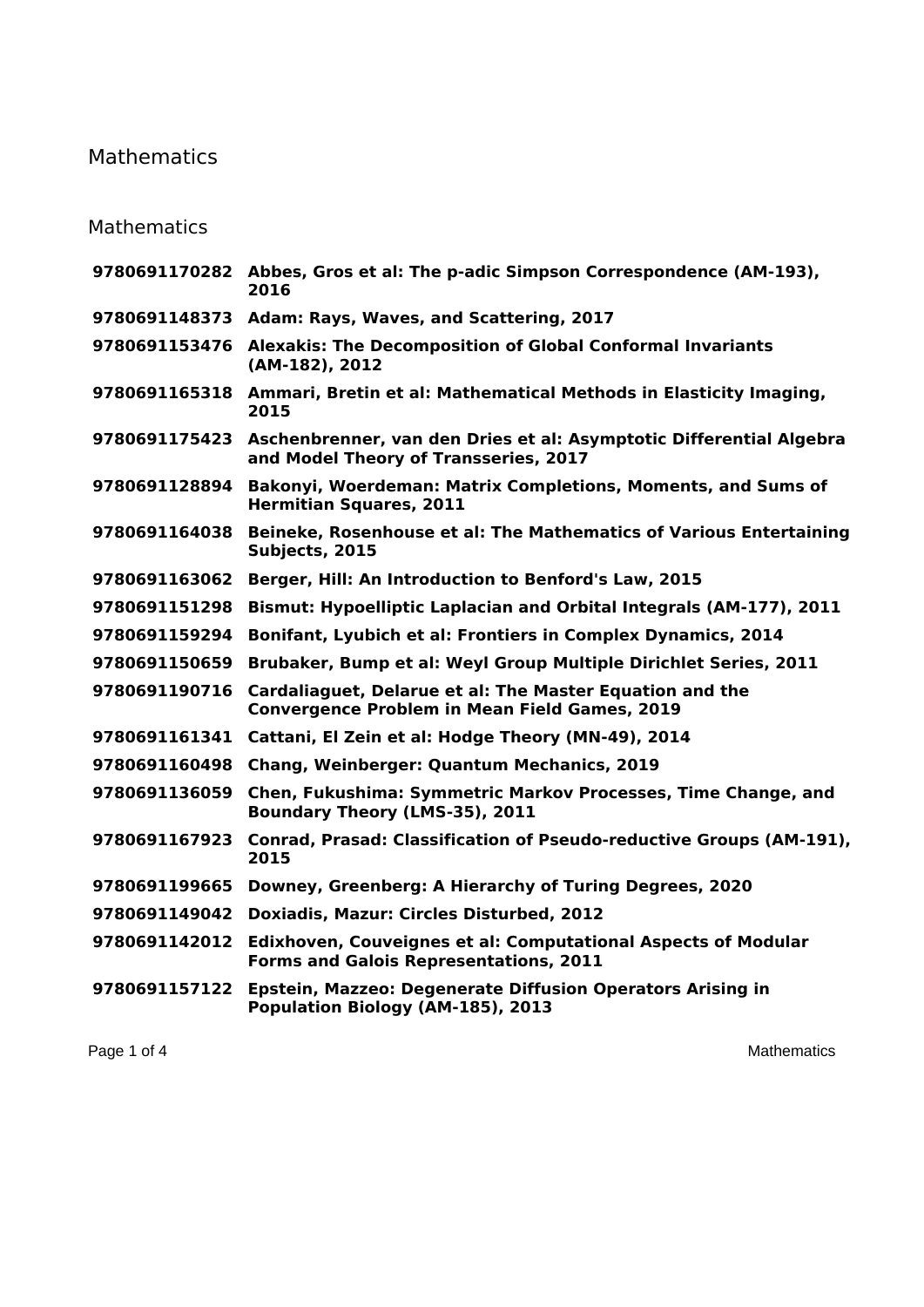# Mathematics

## Mathematics

| | |
|---|---|
| **9780691170282** | **Abbes, Gros et al: The p-adic Simpson Correspondence (AM-193), 2016** |
| **9780691148373** | **Adam: Rays, Waves, and Scattering, 2017** |
| **9780691153476** | **Alexakis: The Decomposition of Global Conformal Invariants (AM-182), 2012** |
| **9780691165318** | **Ammari, Bretin et al: Mathematical Methods in Elasticity Imaging, 2015** |
| **9780691175423** | **Aschenbrenner, van den Dries et al: Asymptotic Differential Algebra and Model Theory of Transseries, 2017** |
| **9780691128894** | **Bakonyi, Woerdeman: Matrix Completions, Moments, and Sums of Hermitian Squares, 2011** |
| **9780691164038** | **Beineke, Rosenhouse et al: The Mathematics of Various Entertaining Subjects, 2015** |
| **9780691163062** | **Berger, Hill: An Introduction to Benford's Law, 2015** |
| **9780691151298** | **Bismut: Hypoelliptic Laplacian and Orbital Integrals (AM-177), 2011** |
| **9780691159294** | **Bonifant, Lyubich et al: Frontiers in Complex Dynamics, 2014** |
| **9780691150659** | **Brubaker, Bump et al: Weyl Group Multiple Dirichlet Series, 2011** |
| **9780691190716** | **Cardaliaguet, Delarue et al: The Master Equation and the Convergence Problem in Mean Field Games, 2019** |
| **9780691161341** | **Cattani, El Zein et al: Hodge Theory (MN-49), 2014** |
| **9780691160498** | **Chang, Weinberger: Quantum Mechanics, 2019** |
| **9780691136059** | **Chen, Fukushima: Symmetric Markov Processes, Time Change, and Boundary Theory (LMS-35), 2011** |
| **9780691167923** | **Conrad, Prasad: Classification of Pseudo-reductive Groups (AM-191), 2015** |
| **9780691199665** | **Downey, Greenberg: A Hierarchy of Turing Degrees, 2020** |
| **9780691149042** | **Doxiadis, Mazur: Circles Disturbed, 2012** |
| **9780691142012** | **Edixhoven, Couveignes et al: Computational Aspects of Modular Forms and Galois Representations, 2011** |
| **9780691157122** | **Epstein, Mazzeo: Degenerate Diffusion Operators Arising in Population Biology (AM-185), 2013** |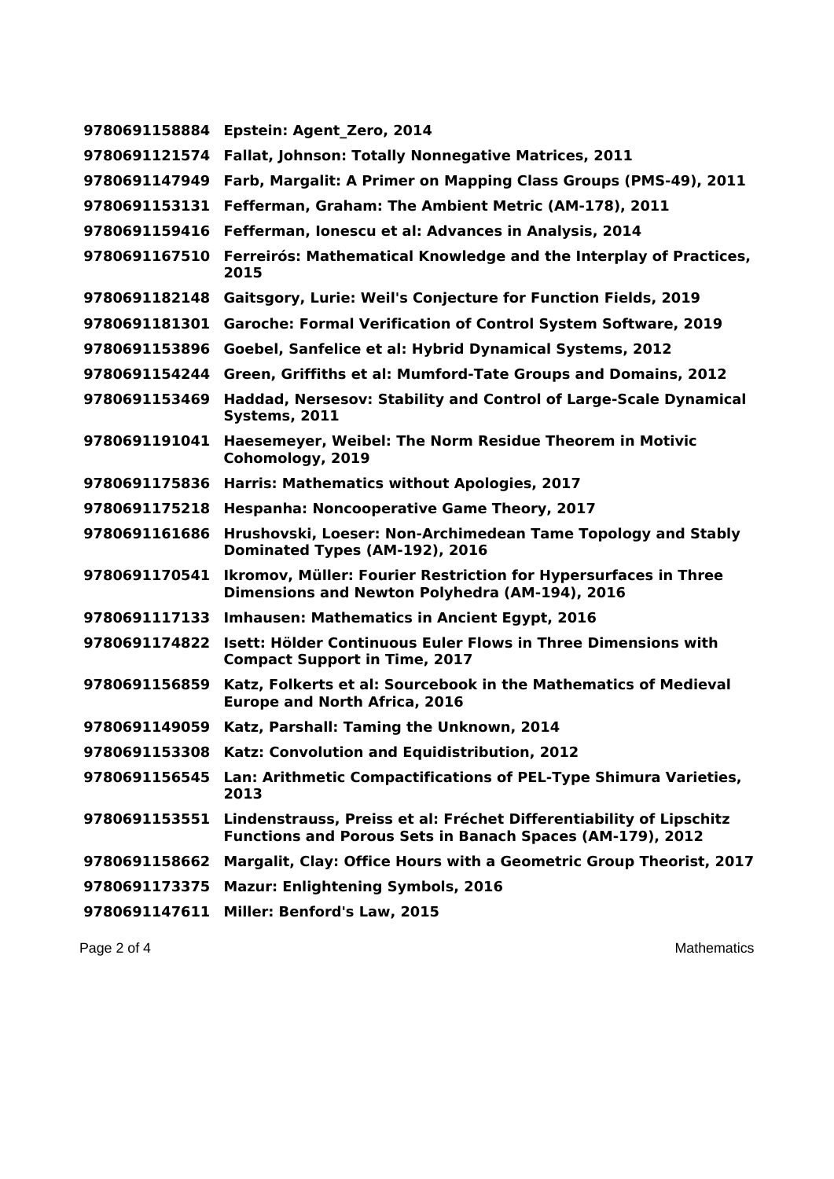**9780691158884 Epstein: Agent_Zero, 2014**

**9780691121574 Fallat, Johnson: Totally Nonnegative Matrices, 2011**

**9780691147949 Farb, Margalit: A Primer on Mapping Class Groups (PMS-49), 2011**

**9780691153131 Fefferman, Graham: The Ambient Metric (AM-178), 2011**

**9780691159416 Fefferman, Ionescu et al: Advances in Analysis, 2014**

**9780691167510 Ferreirós: Mathematical Knowledge and the Interplay of Practices, 2015**

**9780691182148 Gaitsgory, Lurie: Weil's Conjecture for Function Fields, 2019**

**9780691181301 Garoche: Formal Verification of Control System Software, 2019**

**9780691153896 Goebel, Sanfelice et al: Hybrid Dynamical Systems, 2012**

**9780691154244 Green, Griffiths et al: Mumford-Tate Groups and Domains, 2012**

**9780691153469 Haddad, Nersesov: Stability and Control of Large-Scale Dynamical Systems, 2011**

**9780691191041 Haesemeyer, Weibel: The Norm Residue Theorem in Motivic Cohomology, 2019**

**9780691175836 Harris: Mathematics without Apologies, 2017**

**9780691175218 Hespanha: Noncooperative Game Theory, 2017**

**9780691161686 Hrushovski, Loeser: Non-Archimedean Tame Topology and Stably Dominated Types (AM-192), 2016**

**9780691170541 Ikromov, Müller: Fourier Restriction for Hypersurfaces in Three Dimensions and Newton Polyhedra (AM-194), 2016**

**9780691117133 Imhausen: Mathematics in Ancient Egypt, 2016**

**9780691174822 Isett: Hölder Continuous Euler Flows in Three Dimensions with Compact Support in Time, 2017**

**9780691156859 Katz, Folkerts et al: Sourcebook in the Mathematics of Medieval Europe and North Africa, 2016**

**9780691149059 Katz, Parshall: Taming the Unknown, 2014**

**9780691153308 Katz: Convolution and Equidistribution, 2012**

**9780691156545 Lan: Arithmetic Compactifications of PEL-Type Shimura Varieties, 2013**

**9780691153551 Lindenstrauss, Preiss et al: Fréchet Differentiability of Lipschitz Functions and Porous Sets in Banach Spaces (AM-179), 2012**

**9780691158662 Margalit, Clay: Office Hours with a Geometric Group Theorist, 2017**

**9780691173375 Mazur: Enlightening Symbols, 2016**

**9780691147611 Miller: Benford's Law, 2015**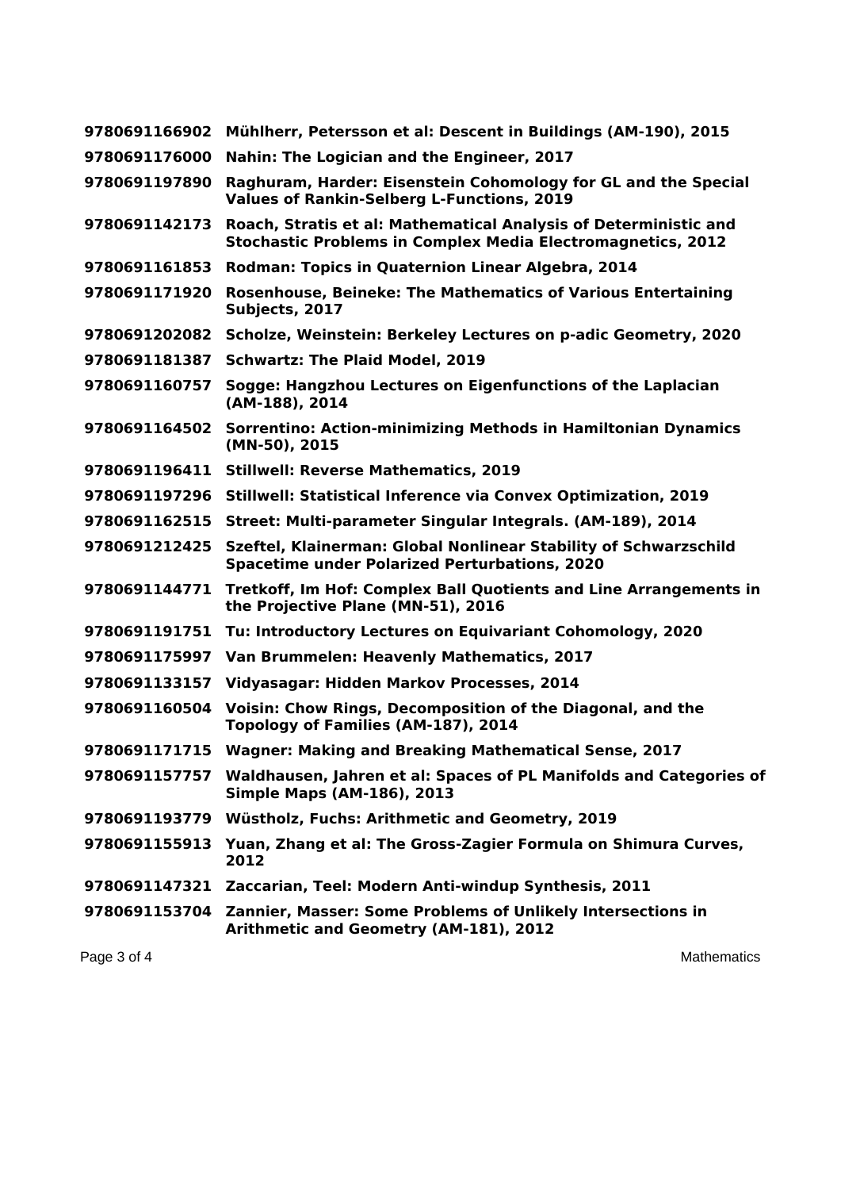| | |
|---|---|
| **9780691166902** | **Mühlherr, Petersson et al: Descent in Buildings (AM-190), 2015** |
| **9780691176000** | **Nahin: The Logician and the Engineer, 2017** |
| **9780691197890** | **Raghuram, Harder: Eisenstein Cohomology for GL and the Special Values of Rankin-Selberg L-Functions, 2019** |
| **9780691142173** | **Roach, Stratis et al: Mathematical Analysis of Deterministic and Stochastic Problems in Complex Media Electromagnetics, 2012** |
| **9780691161853** | **Rodman: Topics in Quaternion Linear Algebra, 2014** |
| **9780691171920** | **Rosenhouse, Beineke: The Mathematics of Various Entertaining Subjects, 2017** |
| **9780691202082** | **Scholze, Weinstein: Berkeley Lectures on p-adic Geometry, 2020** |
| **9780691181387** | **Schwartz: The Plaid Model, 2019** |
| **9780691160757** | **Sogge: Hangzhou Lectures on Eigenfunctions of the Laplacian (AM-188), 2014** |
| **9780691164502** | **Sorrentino: Action-minimizing Methods in Hamiltonian Dynamics (MN-50), 2015** |
| **9780691196411** | **Stillwell: Reverse Mathematics, 2019** |
| **9780691197296** | **Stillwell: Statistical Inference via Convex Optimization, 2019** |
| **9780691162515** | **Street: Multi-parameter Singular Integrals. (AM-189), 2014** |
| **9780691212425** | **Szeftel, Klainerman: Global Nonlinear Stability of Schwarzschild Spacetime under Polarized Perturbations, 2020** |
| **9780691144771** | **Tretkoff, Im Hof: Complex Ball Quotients and Line Arrangements in the Projective Plane (MN-51), 2016** |
| **9780691191751** | **Tu: Introductory Lectures on Equivariant Cohomology, 2020** |
| **9780691175997** | **Van Brummelen: Heavenly Mathematics, 2017** |
| **9780691133157** | **Vidyasagar: Hidden Markov Processes, 2014** |
| **9780691160504** | **Voisin: Chow Rings, Decomposition of the Diagonal, and the Topology of Families (AM-187), 2014** |
| **9780691171715** | **Wagner: Making and Breaking Mathematical Sense, 2017** |
| **9780691157757** | **Waldhausen, Jahren et al: Spaces of PL Manifolds and Categories of Simple Maps (AM-186), 2013** |
| **9780691193779** | **Wüstholz, Fuchs: Arithmetic and Geometry, 2019** |
| **9780691155913** | **Yuan, Zhang et al: The Gross-Zagier Formula on Shimura Curves, 2012** |
| **9780691147321** | **Zaccarian, Teel: Modern Anti-windup Synthesis, 2011** |
| **9780691153704** | **Zannier, Masser: Some Problems of Unlikely Intersections in Arithmetic and Geometry (AM-181), 2012** |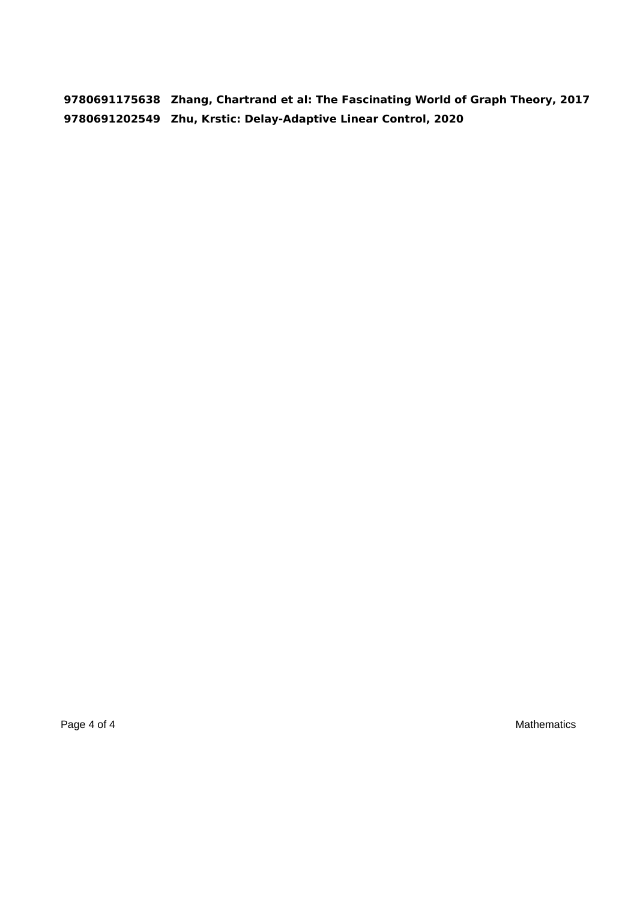**9780691175638 Zhang, Chartrand et al: The Fascinating World of Graph Theory, 2017**

**9780691202549 Zhu, Krstic: Delay-Adaptive Linear Control, 2020**